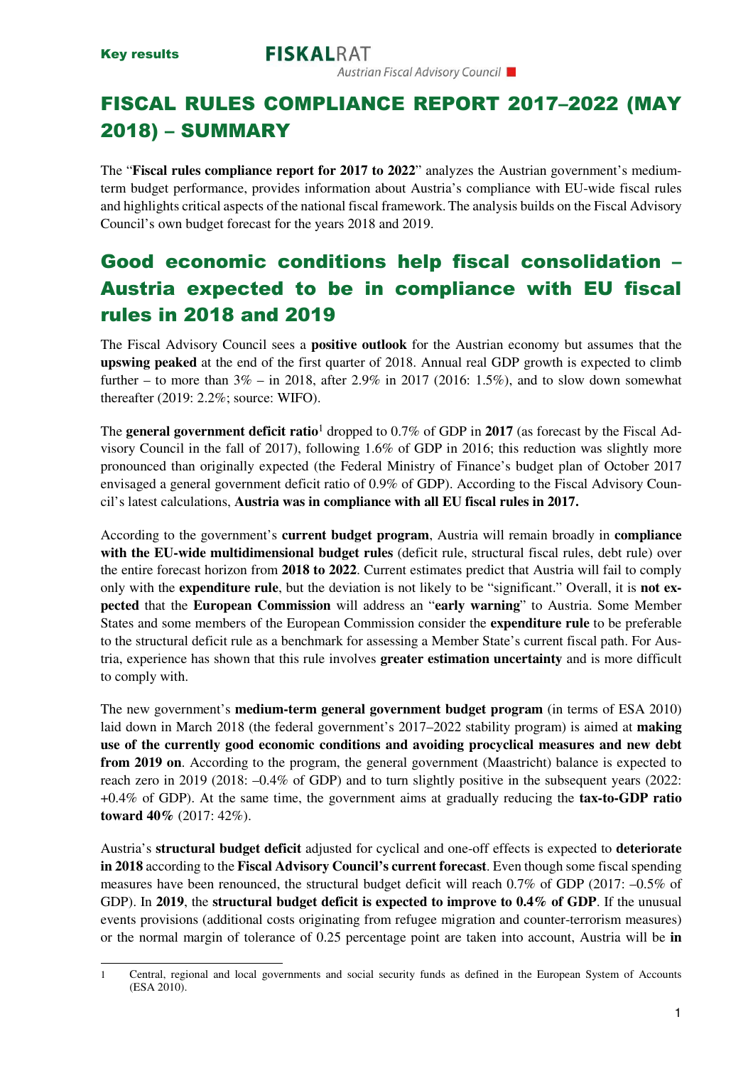# FISCAL RULES COMPLIANCE REPORT 2017–2022 (MAY 2018) – SUMMARY

The "**Fiscal rules compliance report for 2017 to 2022**" analyzes the Austrian government's medium-term budget performance, provides information about Austria's compliance with EU-wide fiscal rules and highlights critical aspects of the national fiscal framework. The analysis builds on the Fiscal Advisory Council's own budget forecast for the years 2018 and 2019.

## Good economic conditions help fiscal consolidation – Austria expected to be in compliance with EU fiscal rules in 2018 and 2019

The Fiscal Advisory Council sees a **positive outlook** for the Austrian economy but assumes that the **upswing peaked** at the end of the first quarter of 2018. Annual real GDP growth is expected to climb further – to more than 3% – in 2018, after 2.9% in 2017 (2016: 1.5%), and to slow down somewhat thereafter (2019: 2.2%; source: WIFO).

The **general government deficit ratio**[1] dropped to 0.7% of GDP in **2017** (as forecast by the Fiscal Advisory Council in the fall of 2017), following 1.6% of GDP in 2016; this reduction was slightly more pronounced than originally expected (the Federal Ministry of Finance's budget plan of October 2017 envisaged a general government deficit ratio of 0.9% of GDP). According to the Fiscal Advisory Council's latest calculations, **Austria was in compliance with all EU fiscal rules in 2017.**

According to the government's **current budget program**, Austria will remain broadly in **compliance with the EU-wide multidimensional budget rules** (deficit rule, structural fiscal rules, debt rule) over the entire forecast horizon from **2018 to 2022**. Current estimates predict that Austria will fail to comply only with the **expenditure rule**, but the deviation is not likely to be "significant." Overall, it is **not expected** that the **European Commission** will address an "**early warning**" to Austria. Some Member States and some members of the European Commission consider the **expenditure rule** to be preferable to the structural deficit rule as a benchmark for assessing a Member State's current fiscal path. For Austria, experience has shown that this rule involves **greater estimation uncertainty** and is more difficult to comply with.

The new government's **medium-term general government budget program** (in terms of ESA 2010) laid down in March 2018 (the federal government's 2017–2022 stability program) is aimed at **making use of the currently good economic conditions and avoiding procyclical measures and new debt from 2019 on**. According to the program, the general government (Maastricht) balance is expected to reach zero in 2019 (2018: –0.4% of GDP) and to turn slightly positive in the subsequent years (2022: +0.4% of GDP). At the same time, the government aims at gradually reducing the **tax-to-GDP ratio toward 40%** (2017: 42%).

Austria's **structural budget deficit** adjusted for cyclical and one-off effects is expected to **deteriorate in 2018** according to the **Fiscal Advisory Council's current forecast**. Even though some fiscal spending measures have been renounced, the structural budget deficit will reach 0.7% of GDP (2017: –0.5% of GDP). In **2019**, the **structural budget deficit is expected to improve to 0.4% of GDP**. If the unusual events provisions (additional costs originating from refugee migration and counter-terrorism measures) or the normal margin of tolerance of 0.25 percentage point are taken into account, Austria will be **in**

---

[1] Central, regional and local governments and social security funds as defined in the European System of Accounts (ESA 2010).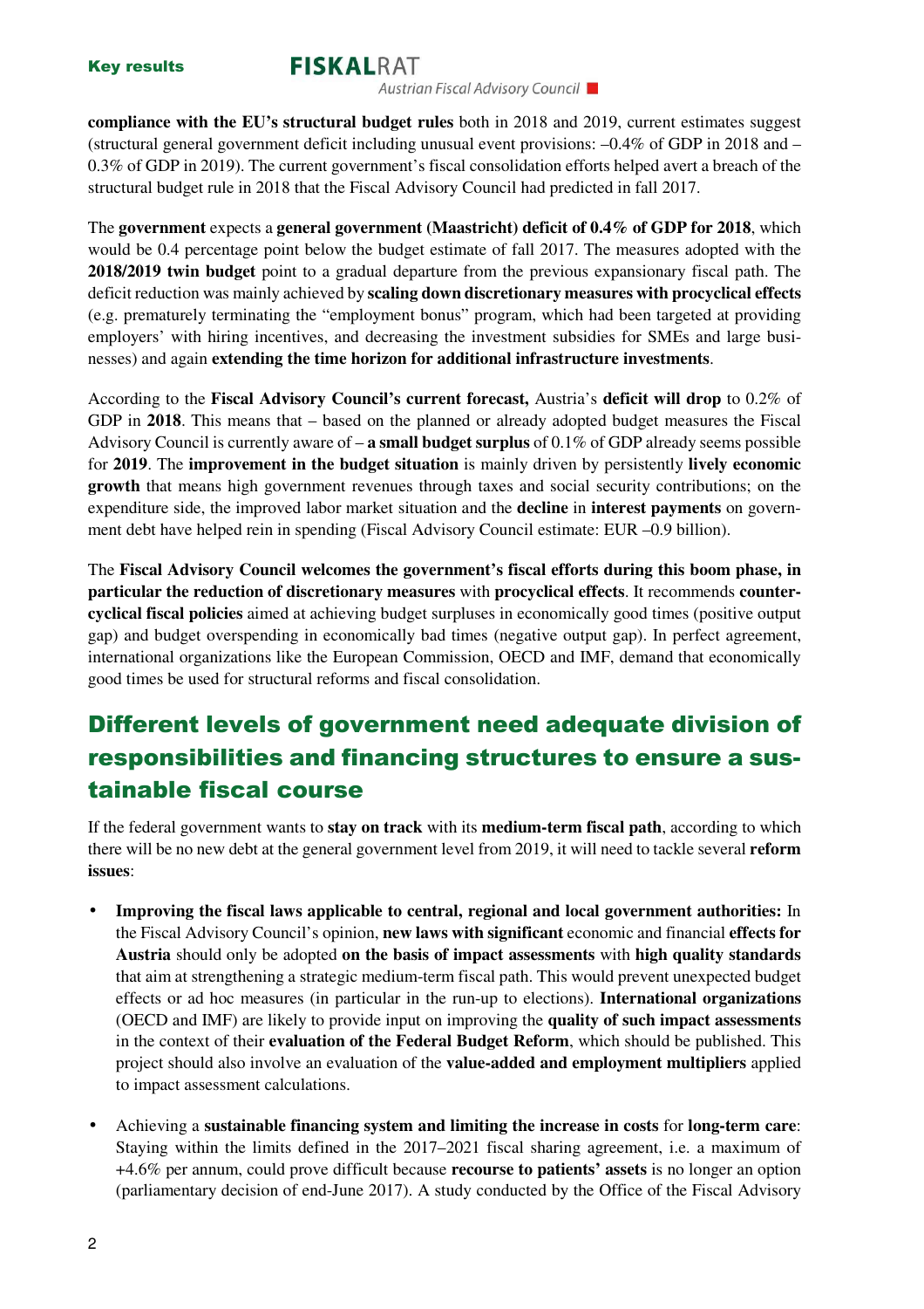**compliance with the EU's structural budget rules** both in 2018 and 2019, current estimates suggest (structural general government deficit including unusual event provisions: –0.4% of GDP in 2018 and –0.3% of GDP in 2019). The current government's fiscal consolidation efforts helped avert a breach of the structural budget rule in 2018 that the Fiscal Advisory Council had predicted in fall 2017.

The **government** expects a **general government (Maastricht) deficit of 0.4% of GDP for 2018**, which would be 0.4 percentage point below the budget estimate of fall 2017. The measures adopted with the **2018/2019 twin budget** point to a gradual departure from the previous expansionary fiscal path. The deficit reduction was mainly achieved by **scaling down discretionary measures with procyclical effects** (e.g. prematurely terminating the "employment bonus" program, which had been targeted at providing employers' with hiring incentives, and decreasing the investment subsidies for SMEs and large businesses) and again **extending the time horizon for additional infrastructure investments**.

According to the **Fiscal Advisory Council's current forecast,** Austria's **deficit will drop** to 0.2% of GDP in **2018**. This means that – based on the planned or already adopted budget measures the Fiscal Advisory Council is currently aware of – **a small budget surplus** of 0.1% of GDP already seems possible for **2019**. The **improvement in the budget situation** is mainly driven by persistently **lively economic growth** that means high government revenues through taxes and social security contributions; on the expenditure side, the improved labor market situation and the **decline** in **interest payments** on government debt have helped rein in spending (Fiscal Advisory Council estimate: EUR –0.9 billion).

The **Fiscal Advisory Council welcomes the government's fiscal efforts during this boom phase, in particular the reduction of discretionary measures** with **procyclical effects**. It recommends **countercyclical fiscal policies** aimed at achieving budget surpluses in economically good times (positive output gap) and budget overspending in economically bad times (negative output gap). In perfect agreement, international organizations like the European Commission, OECD and IMF, demand that economically good times be used for structural reforms and fiscal consolidation.

## Different levels of government need adequate division of responsibilities and financing structures to ensure a sustainable fiscal course

If the federal government wants to **stay on track** with its **medium-term fiscal path**, according to which there will be no new debt at the general government level from 2019, it will need to tackle several **reform issues**:

- **Improving the fiscal laws applicable to central, regional and local government authorities:** In the Fiscal Advisory Council's opinion, **new laws with significant** economic and financial **effects for Austria** should only be adopted **on the basis of impact assessments** with **high quality standards** that aim at strengthening a strategic medium-term fiscal path. This would prevent unexpected budget effects or ad hoc measures (in particular in the run-up to elections). **International organizations** (OECD and IMF) are likely to provide input on improving the **quality of such impact assessments** in the context of their **evaluation of the Federal Budget Reform**, which should be published. This project should also involve an evaluation of the **value-added and employment multipliers** applied to impact assessment calculations.

- Achieving a **sustainable financing system and limiting the increase in costs** for **long-term care**: Staying within the limits defined in the 2017–2021 fiscal sharing agreement, i.e. a maximum of +4.6% per annum, could prove difficult because **recourse to patients' assets** is no longer an option (parliamentary decision of end-June 2017). A study conducted by the Office of the Fiscal Advisory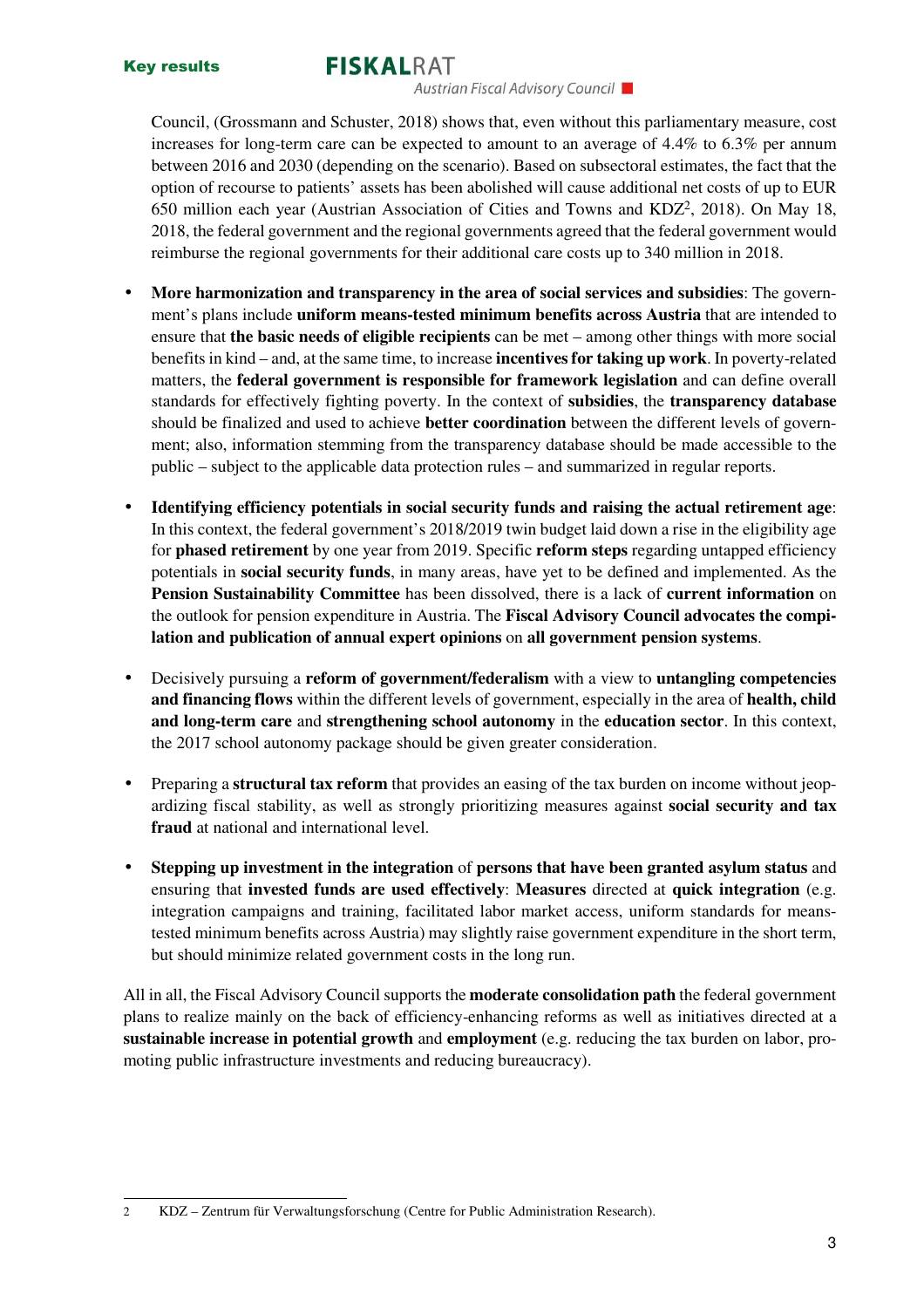Council, (Grossmann and Schuster, 2018) shows that, even without this parliamentary measure, cost increases for long-term care can be expected to amount to an average of 4.4% to 6.3% per annum between 2016 and 2030 (depending on the scenario). Based on subsectoral estimates, the fact that the option of recourse to patients' assets has been abolished will cause additional net costs of up to EUR 650 million each year (Austrian Association of Cities and Towns and KDZ[2], 2018). On May 18, 2018, the federal government and the regional governments agreed that the federal government would reimburse the regional governments for their additional care costs up to 340 million in 2018.

- **More harmonization and transparency in the area of social services and subsidies**: The government's plans include **uniform means-tested minimum benefits across Austria** that are intended to ensure that **the basic needs of eligible recipients** can be met – among other things with more social benefits in kind – and, at the same time, to increase **incentives for taking up work**. In poverty-related matters, the **federal government is responsible for framework legislation** and can define overall standards for effectively fighting poverty. In the context of **subsidies**, the **transparency database** should be finalized and used to achieve **better coordination** between the different levels of government; also, information stemming from the transparency database should be made accessible to the public – subject to the applicable data protection rules – and summarized in regular reports.

- **Identifying efficiency potentials in social security funds and raising the actual retirement age**: In this context, the federal government's 2018/2019 twin budget laid down a rise in the eligibility age for **phased retirement** by one year from 2019. Specific **reform steps** regarding untapped efficiency potentials in **social security funds**, in many areas, have yet to be defined and implemented. As the **Pension Sustainability Committee** has been dissolved, there is a lack of **current information** on the outlook for pension expenditure in Austria. The **Fiscal Advisory Council advocates the compilation and publication of annual expert opinions** on **all government pension systems**.

- Decisively pursuing a **reform of government/federalism** with a view to **untangling competencies and financing flows** within the different levels of government, especially in the area of **health, child and long-term care** and **strengthening school autonomy** in the **education sector**. In this context, the 2017 school autonomy package should be given greater consideration.

- Preparing a **structural tax reform** that provides an easing of the tax burden on income without jeopardizing fiscal stability, as well as strongly prioritizing measures against **social security and tax fraud** at national and international level.

- **Stepping up investment in the integration** of **persons that have been granted asylum status** and ensuring that **invested funds are used effectively**: **Measures** directed at **quick integration** (e.g. integration campaigns and training, facilitated labor market access, uniform standards for means-tested minimum benefits across Austria) may slightly raise government expenditure in the short term, but should minimize related government costs in the long run.

All in all, the Fiscal Advisory Council supports the **moderate consolidation path** the federal government plans to realize mainly on the back of efficiency-enhancing reforms as well as initiatives directed at a **sustainable increase in potential growth** and **employment** (e.g. reducing the tax burden on labor, promoting public infrastructure investments and reducing bureaucracy).

---

[2] KDZ – Zentrum für Verwaltungsforschung (Centre for Public Administration Research).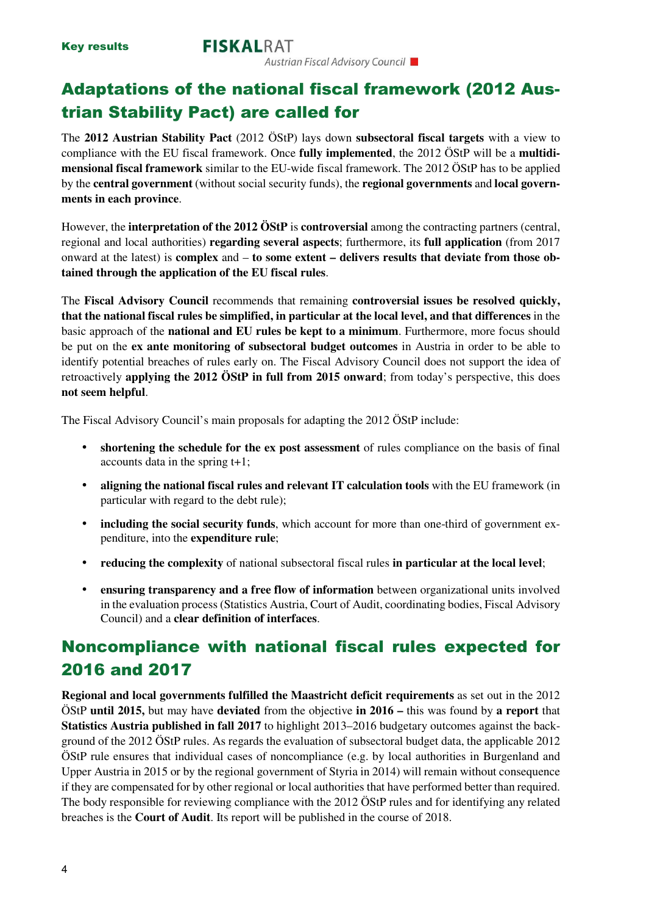## Adaptations of the national fiscal framework (2012 Austrian Stability Pact) are called for

The **2012 Austrian Stability Pact** (2012 ÖStP) lays down **subsectoral fiscal targets** with a view to compliance with the EU fiscal framework. Once **fully implemented**, the 2012 ÖStP will be a **multidimensional fiscal framework** similar to the EU-wide fiscal framework. The 2012 ÖStP has to be applied by the **central government** (without social security funds), the **regional governments** and **local governments in each province**.

However, the **interpretation of the 2012 ÖStP** is **controversial** among the contracting partners (central, regional and local authorities) **regarding several aspects**; furthermore, its **full application** (from 2017 onward at the latest) is **complex** and – **to some extent – delivers results that deviate from those obtained through the application of the EU fiscal rules**.

The **Fiscal Advisory Council** recommends that remaining **controversial issues be resolved quickly, that the national fiscal rules be simplified, in particular at the local level, and that differences** in the basic approach of the **national and EU rules be kept to a minimum**. Furthermore, more focus should be put on the **ex ante monitoring of subsectoral budget outcomes** in Austria in order to be able to identify potential breaches of rules early on. The Fiscal Advisory Council does not support the idea of retroactively **applying the 2012 ÖStP in full from 2015 onward**; from today's perspective, this does **not seem helpful**.

The Fiscal Advisory Council's main proposals for adapting the 2012 ÖStP include:

- **shortening the schedule for the ex post assessment** of rules compliance on the basis of final accounts data in the spring t+1;
- **aligning the national fiscal rules and relevant IT calculation tools** with the EU framework (in particular with regard to the debt rule);
- **including the social security funds**, which account for more than one-third of government expenditure, into the **expenditure rule**;
- **reducing the complexity** of national subsectoral fiscal rules **in particular at the local level**;
- **ensuring transparency and a free flow of information** between organizational units involved in the evaluation process (Statistics Austria, Court of Audit, coordinating bodies, Fiscal Advisory Council) and a **clear definition of interfaces**.

## Noncompliance with national fiscal rules expected for 2016 and 2017

**Regional and local governments fulfilled the Maastricht deficit requirements** as set out in the 2012 ÖStP **until 2015,** but may have **deviated** from the objective **in 2016 –** this was found by **a report** that **Statistics Austria published in fall 2017** to highlight 2013–2016 budgetary outcomes against the background of the 2012 ÖStP rules. As regards the evaluation of subsectoral budget data, the applicable 2012 ÖStP rule ensures that individual cases of noncompliance (e.g. by local authorities in Burgenland and Upper Austria in 2015 or by the regional government of Styria in 2014) will remain without consequence if they are compensated for by other regional or local authorities that have performed better than required. The body responsible for reviewing compliance with the 2012 ÖStP rules and for identifying any related breaches is the **Court of Audit**. Its report will be published in the course of 2018.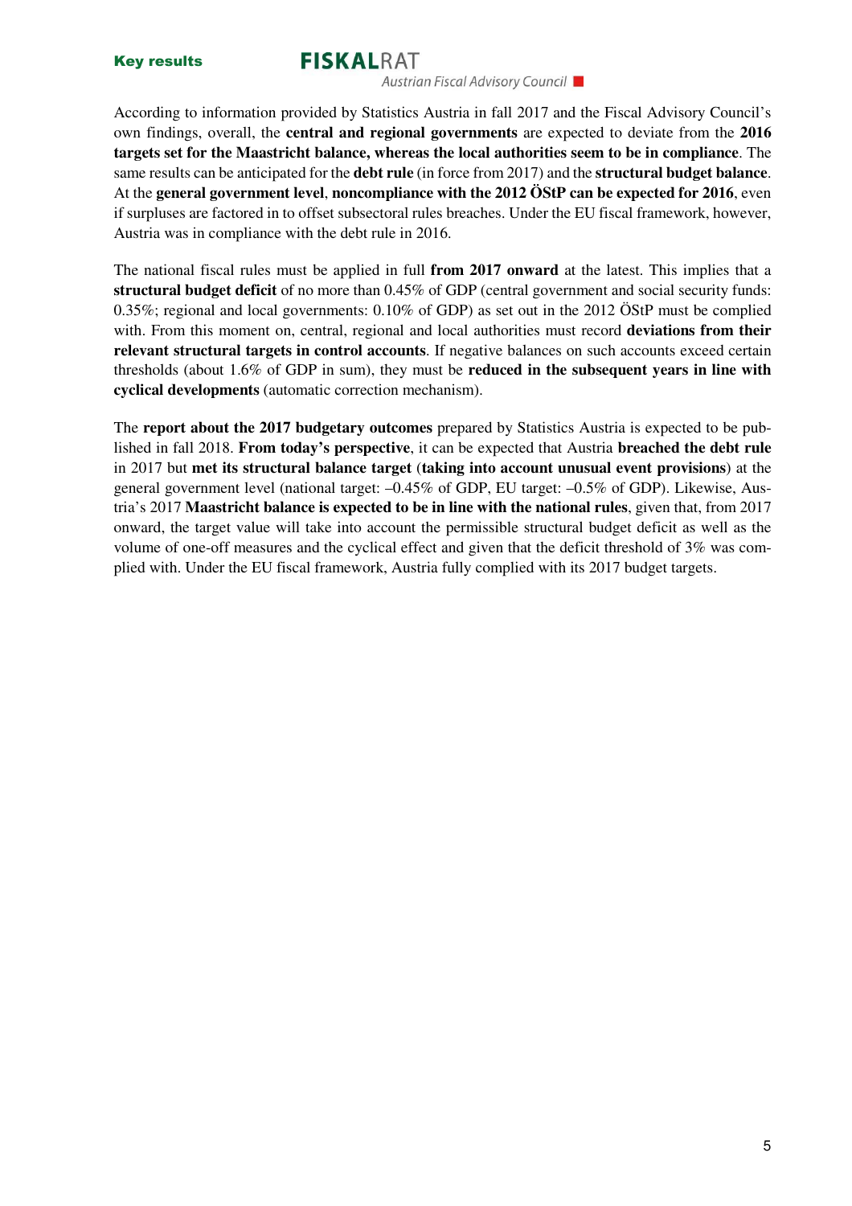According to information provided by Statistics Austria in fall 2017 and the Fiscal Advisory Council's own findings, overall, the **central and regional governments** are expected to deviate from the **2016 targets set for the Maastricht balance, whereas the local authorities seem to be in compliance**. The same results can be anticipated for the **debt rule** (in force from 2017) and the **structural budget balance**. At the **general government level**, **noncompliance with the 2012 ÖStP can be expected for 2016**, even if surpluses are factored in to offset subsectoral rules breaches. Under the EU fiscal framework, however, Austria was in compliance with the debt rule in 2016.

The national fiscal rules must be applied in full **from 2017 onward** at the latest. This implies that a **structural budget deficit** of no more than 0.45% of GDP (central government and social security funds: 0.35%; regional and local governments: 0.10% of GDP) as set out in the 2012 ÖStP must be complied with. From this moment on, central, regional and local authorities must record **deviations from their relevant structural targets in control accounts**. If negative balances on such accounts exceed certain thresholds (about 1.6% of GDP in sum), they must be **reduced in the subsequent years in line with cyclical developments** (automatic correction mechanism).

The **report about the 2017 budgetary outcomes** prepared by Statistics Austria is expected to be published in fall 2018. **From today's perspective**, it can be expected that Austria **breached the debt rule** in 2017 but **met its structural balance target** (**taking into account unusual event provisions**) at the general government level (national target: –0.45% of GDP, EU target: –0.5% of GDP). Likewise, Austria's 2017 **Maastricht balance is expected to be in line with the national rules**, given that, from 2017 onward, the target value will take into account the permissible structural budget deficit as well as the volume of one-off measures and the cyclical effect and given that the deficit threshold of 3% was complied with. Under the EU fiscal framework, Austria fully complied with its 2017 budget targets.